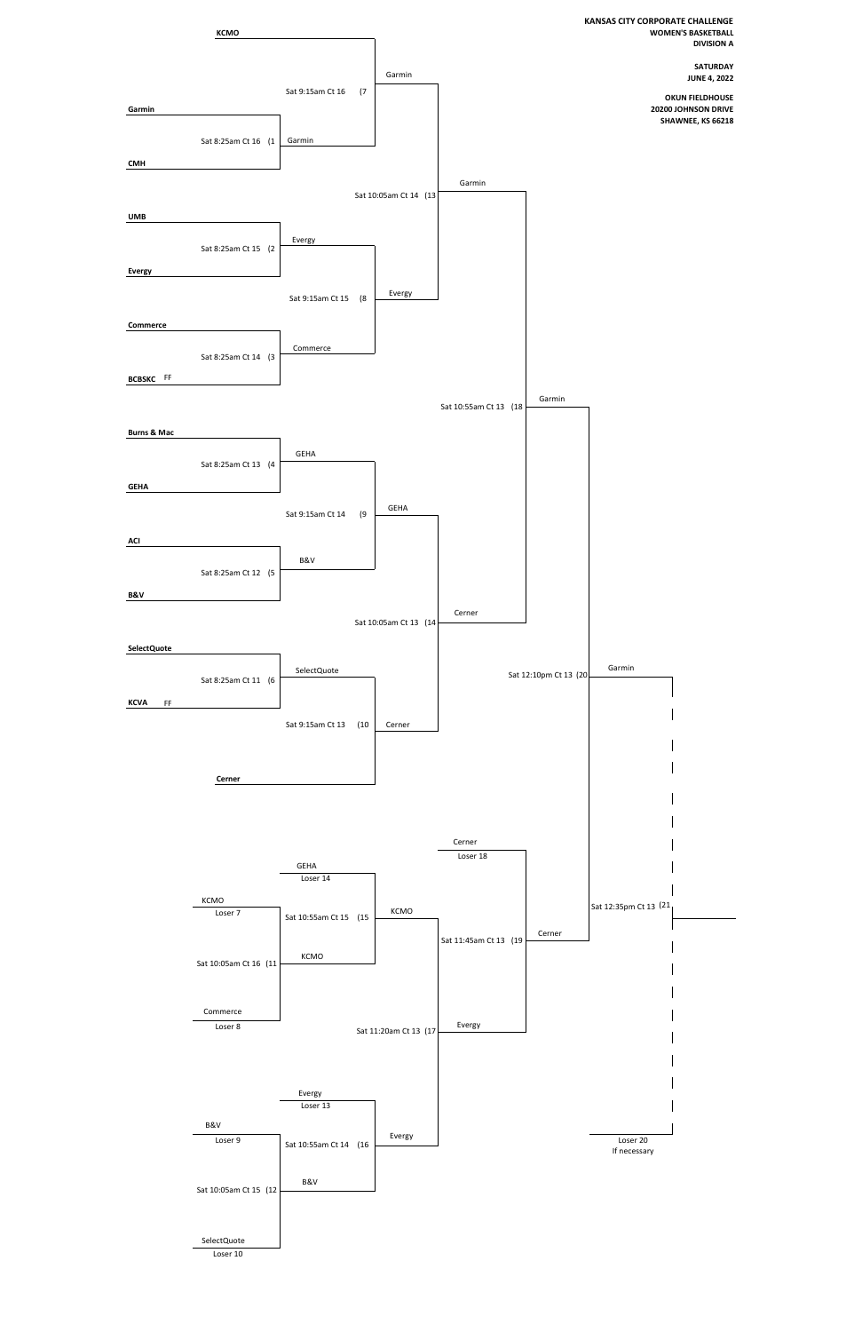**KANSAS CITY CORPORATE CHALLENGE**
**WOMEN'S BASKETBALL**
**DIVISION A**

**SATURDAY**
**JUNE 4, 2022**

**OKUN FIELDHOUSE**
**20200 JOHNSON DRIVE**
**SHAWNEE, KS 66218**

## Winners Bracket

| Game | Time / Court | Team 1 | Team 2 | Winner |
|---|---|---|---|---|
| (1 | Sat 8:25am Ct 16 | Garmin | CMH | Garmin |
| (2 | Sat 8:25am Ct 15 | UMB | Evergy | Evergy |
| (3 | Sat 8:25am Ct 14 | Commerce | BCBSKC FF | Commerce |
| (4 | Sat 8:25am Ct 13 | Burns & Mac | GEHA | GEHA |
| (5 | Sat 8:25am Ct 12 | ACI | B&V | B&V |
| (6 | Sat 8:25am Ct 11 | SelectQuote | KCVA FF | SelectQuote |
| (7 | Sat 9:15am Ct 16 | KCMO | Garmin | Garmin |
| (8 | Sat 9:15am Ct 15 | Evergy | Commerce | Evergy |
| (9 | Sat 9:15am Ct 14 | GEHA | B&V | GEHA |
| (10 | Sat 9:15am Ct 13 | SelectQuote | Cerner | Cerner |
| (13 | Sat 10:05am Ct 14 | Garmin | Evergy | Garmin |
| (14 | Sat 10:05am Ct 13 | GEHA | Cerner | Cerner |
| (18 | Sat 10:55am Ct 13 | Garmin | Cerner | Garmin |
| (20 | Sat 12:10pm Ct 13 | Garmin | Cerner | Garmin |
| (21 | Sat 12:35pm Ct 13 | Garmin | Loser 20 If necessary | |

## Consolation Bracket

| Game | Time / Court | Team 1 | Team 2 | Winner |
|---|---|---|---|---|
| (11 | Sat 10:05am Ct 16 | KCMO (Loser 7) | Commerce (Loser 8) | KCMO |
| (12 | Sat 10:05am Ct 15 | B&V (Loser 9) | SelectQuote (Loser 10) | B&V |
| (15 | Sat 10:55am Ct 15 | GEHA (Loser 14) | KCMO | KCMO |
| (16 | Sat 10:55am Ct 14 | Evergy (Loser 13) | B&V | Evergy |
| (17 | Sat 11:20am Ct 13 | KCMO | Evergy | Evergy |
| (19 | Sat 11:45am Ct 13 | Cerner (Loser 18) | Evergy | Cerner |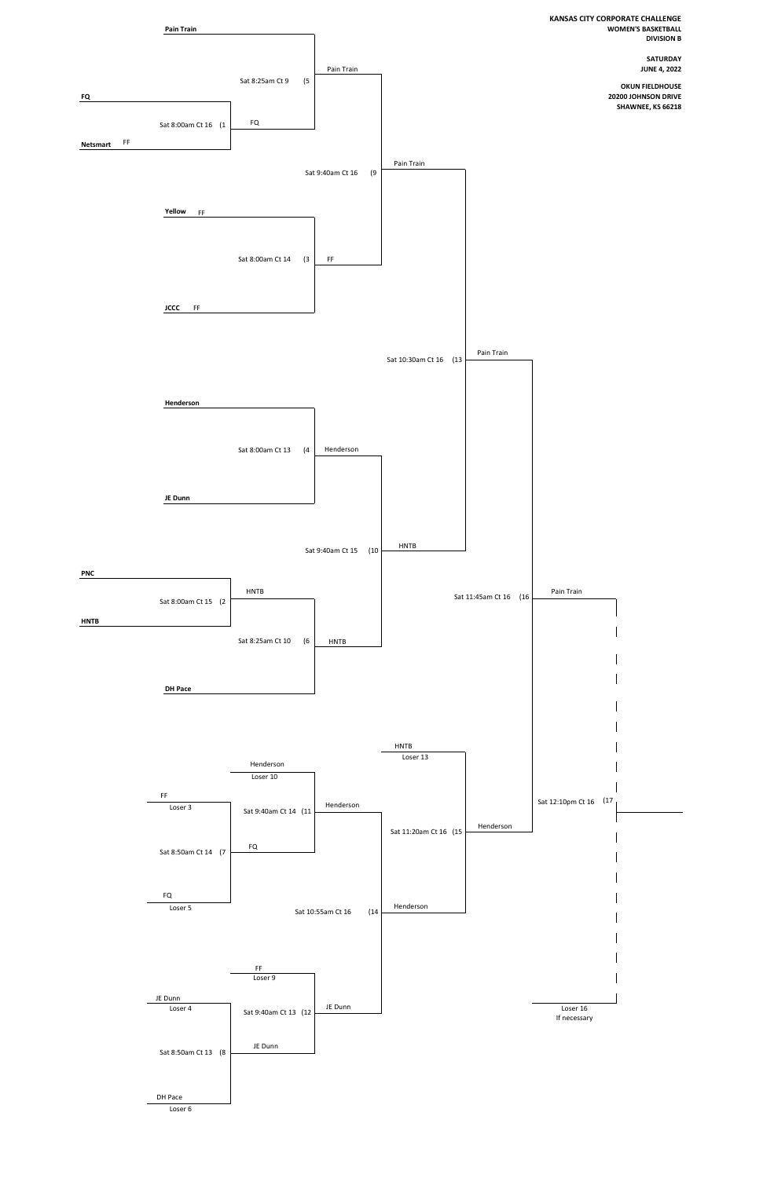**KANSAS CITY CORPORATE CHALLENGE**
**WOMEN'S BASKETBALL**
**DIVISION B**

**SATURDAY**
**JUNE 4, 2022**

**OKUN FIELDHOUSE**
**20200 JOHNSON DRIVE**
**SHAWNEE, KS 66218**

## Winners Bracket

| Game | Time / Court | Teams | Winner |
|---|---|---|---|
| (1 | Sat 8:00am Ct 16 | **FQ** vs **Netsmart** FF | FQ |
| (2 | Sat 8:00am Ct 15 | **PNC** vs **HNTB** | HNTB |
| (3 | Sat 8:00am Ct 14 | **Yellow** FF vs **JCCC** FF | FF |
| (4 | Sat 8:00am Ct 13 | **Henderson** vs **JE Dunn** | Henderson |
| (5 | Sat 8:25am Ct 9 | **Pain Train** vs FQ | Pain Train |
| (6 | Sat 8:25am Ct 10 | HNTB vs **DH Pace** | HNTB |
| (9 | Sat 9:40am Ct 16 | Pain Train vs FF | Pain Train |
| (10 | Sat 9:40am Ct 15 | Henderson vs HNTB | HNTB |
| (13 | Sat 10:30am Ct 16 | Pain Train vs HNTB | Pain Train |
| (16 | Sat 11:45am Ct 16 | Pain Train vs Henderson | Pain Train |
| (17 | Sat 12:10pm Ct 16 | Pain Train vs Loser 16 (If necessary) | |

## Consolation Bracket

| Game | Time / Court | Teams | Winner |
|---|---|---|---|
| (7 | Sat 8:50am Ct 14 | FF (Loser 3) vs FQ (Loser 5) | FQ |
| (8 | Sat 8:50am Ct 13 | JE Dunn (Loser 4) vs DH Pace (Loser 6) | JE Dunn |
| (11 | Sat 9:40am Ct 14 | Henderson (Loser 10) vs FQ | Henderson |
| (12 | Sat 9:40am Ct 13 | FF (Loser 9) vs JE Dunn | JE Dunn |
| (14 | Sat 10:55am Ct 16 | Henderson vs JE Dunn | Henderson |
| (15 | Sat 11:20am Ct 16 | HNTB (Loser 13) vs Henderson | Henderson |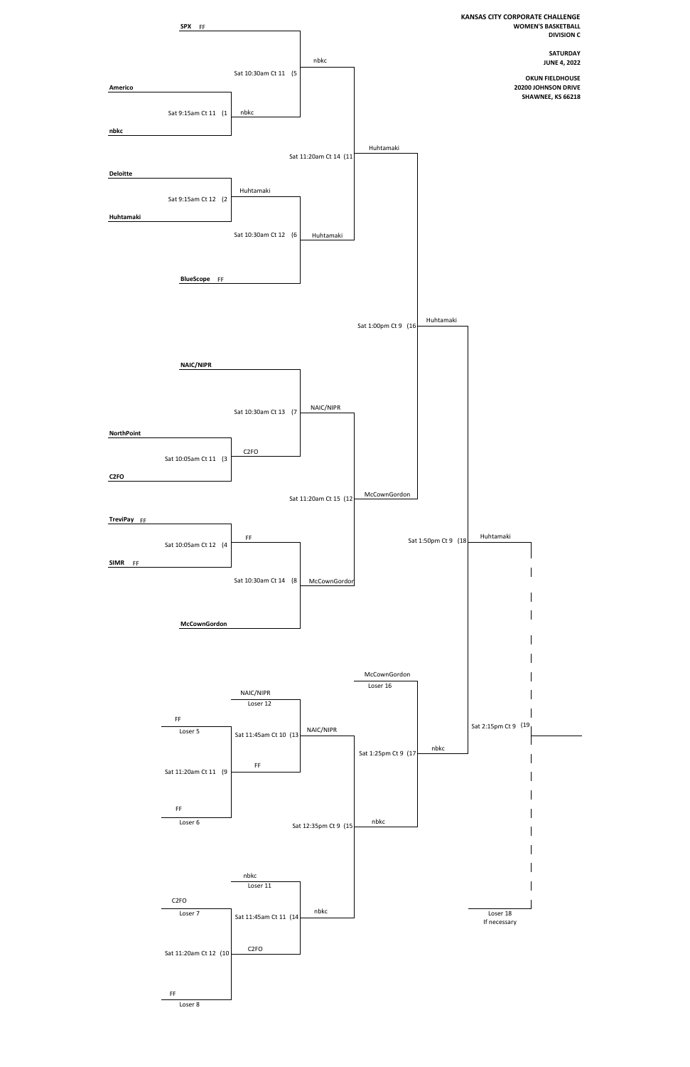**KANSAS CITY CORPORATE CHALLENGE**
**WOMEN'S BASKETBALL**
**DIVISION C**

**SATURDAY**
**JUNE 4, 2022**

**OKUN FIELDHOUSE**
**20200 JOHNSON DRIVE**
**SHAWNEE, KS 66218**

## Winners Bracket

| Game | Time / Court | Team 1 | Team 2 | Winner |
|---|---|---|---|---|
| (1 | Sat 9:15am Ct 11 | Americo | nbkc | nbkc |
| (2 | Sat 9:15am Ct 12 | Deloitte | Huhtamaki | Huhtamaki |
| (3 | Sat 10:05am Ct 11 | NorthPoint | C2FO | C2FO |
| (4 | Sat 10:05am Ct 12 | TreviPay FF | SIMR FF | FF |
| (5 | Sat 10:30am Ct 11 | SPX FF | nbkc | nbkc |
| (6 | Sat 10:30am Ct 12 | Huhtamaki | BlueScope FF | Huhtamaki |
| (7 | Sat 10:30am Ct 13 | NAIC/NIPR | C2FO | NAIC/NIPR |
| (8 | Sat 10:30am Ct 14 | FF | McCownGordon | McCownGordon |
| (11 | Sat 11:20am Ct 14 | nbkc | Huhtamaki | Huhtamaki |
| (12 | Sat 11:20am Ct 15 | NAIC/NIPR | McCownGordon | McCownGordon |
| (16 | Sat 1:00pm Ct 9 | Huhtamaki | McCownGordon | Huhtamaki |
| (18 | Sat 1:50pm Ct 9 | Huhtamaki | nbkc | Huhtamaki |
| (19 | Sat 2:15pm Ct 9 | Huhtamaki | Loser 18 If necessary | |

## Consolation Bracket

| Game | Time / Court | Team 1 | Team 2 | Winner |
|---|---|---|---|---|
| (9 | Sat 11:20am Ct 11 | FF (Loser 5) | FF (Loser 6) | FF |
| (10 | Sat 11:20am Ct 12 | C2FO (Loser 7) | FF (Loser 8) | C2FO |
| (13 | Sat 11:45am Ct 10 | NAIC/NIPR (Loser 12) | FF | NAIC/NIPR |
| (14 | Sat 11:45am Ct 11 | nbkc (Loser 11) | C2FO | nbkc |
| (15 | Sat 12:35pm Ct 9 | NAIC/NIPR | nbkc | nbkc |
| (17 | Sat 1:25pm Ct 9 | McCownGordon (Loser 16) | nbkc | nbkc |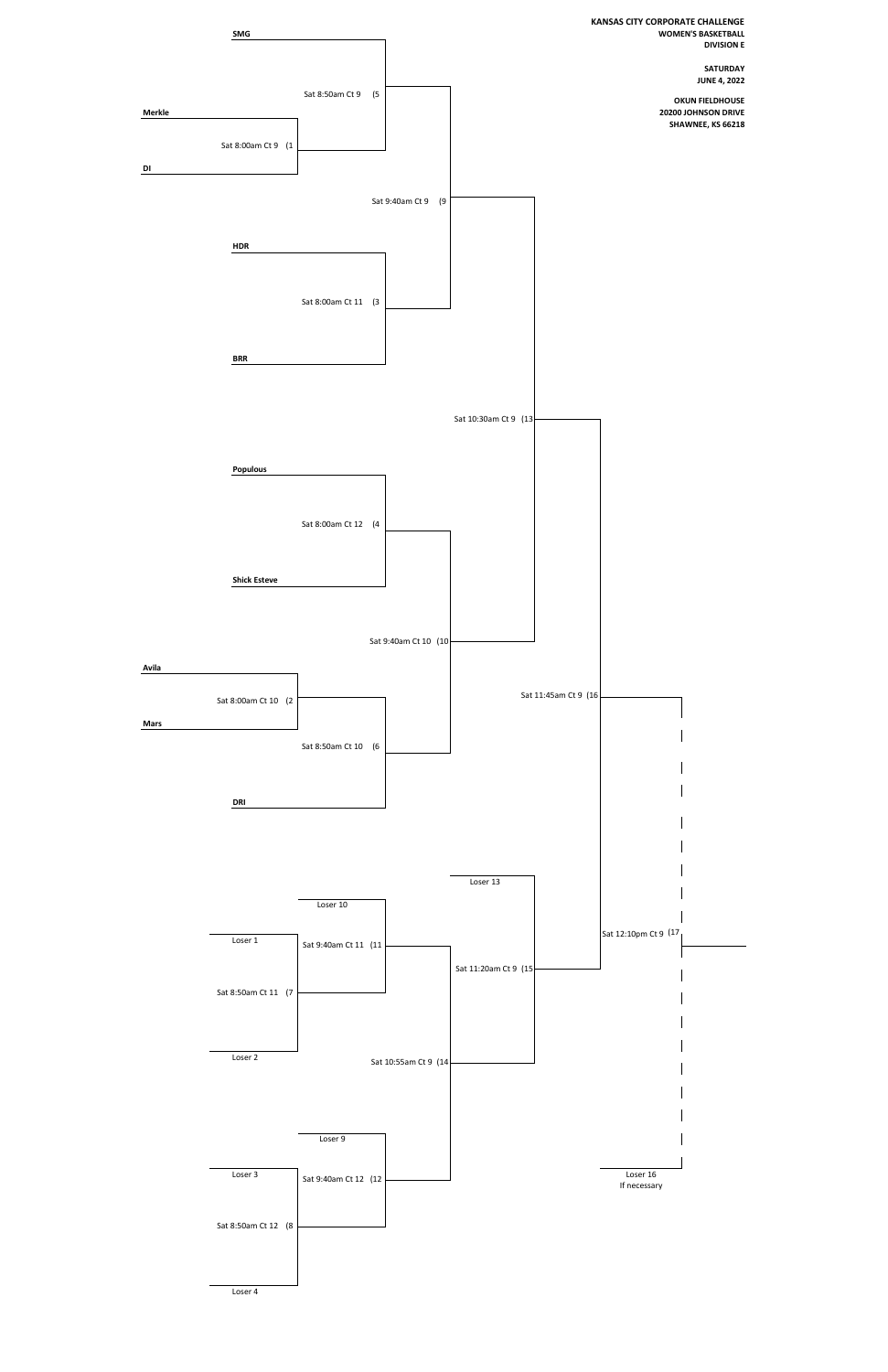**KANSAS CITY CORPORATE CHALLENGE**
**WOMEN'S BASKETBALL**
**DIVISION E**

**SATURDAY**
**JUNE 4, 2022**

**OKUN FIELDHOUSE**
**20200 JOHNSON DRIVE**
**SHAWNEE, KS 66218**

**SMG**

Sat 8:50am Ct 9 (5

**Merkle**

Sat 8:00am Ct 9 (1

**DI**

Sat 9:40am Ct 9 (9

**HDR**

Sat 8:00am Ct 11 (3

**BRR**

Sat 10:30am Ct 9 (13

**Populous**

Sat 8:00am Ct 12 (4

**Shick Esteve**

Sat 9:40am Ct 10 (10

**Avila**

Sat 8:00am Ct 10 (2

**Mars**

Sat 8:50am Ct 10 (6

Sat 11:45am Ct 9 (16

**DRI**

Loser 13

Loser 10

Loser 1

Sat 9:40am Ct 11 (11

Sat 12:10pm Ct 9 (17

Sat 11:20am Ct 9 (15

Sat 8:50am Ct 11 (7

Loser 2

Sat 10:55am Ct 9 (14

Loser 9

Loser 3

Sat 9:40am Ct 12 (12

Loser 16
If necessary

Sat 8:50am Ct 12 (8

Loser 4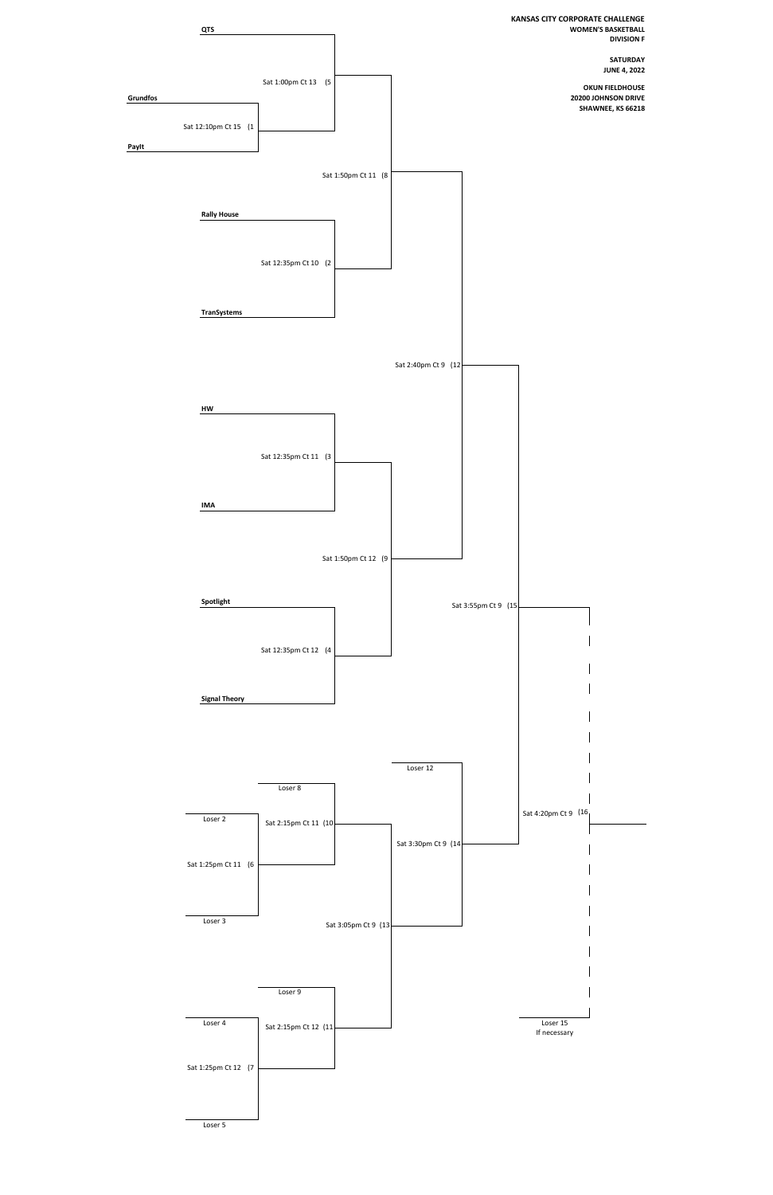**KANSAS CITY CORPORATE CHALLENGE**
**WOMEN'S BASKETBALL**
**DIVISION F**

**SATURDAY**
**JUNE 4, 2022**

**OKUN FIELDHOUSE**
**20200 JOHNSON DRIVE**
**SHAWNEE, KS 66218**

**QTS**

Sat 1:00pm Ct 13 (5

**Grundfos**

Sat 12:10pm Ct 15 (1

**PayIt**

Sat 1:50pm Ct 11 (8

**Rally House**

Sat 12:35pm Ct 10 (2

**TranSystems**

Sat 2:40pm Ct 9 (12

**HW**

Sat 12:35pm Ct 11 (3

**IMA**

Sat 1:50pm Ct 12 (9

**Spotlight**

Sat 3:55pm Ct 9 (15

Sat 12:35pm Ct 12 (4

**Signal Theory**

Loser 12

Loser 8

Loser 2

Sat 2:15pm Ct 11 (10

Sat 4:20pm Ct 9 (16

Sat 3:30pm Ct 9 (14

Sat 1:25pm Ct 11 (6

Loser 3

Sat 3:05pm Ct 9 (13

Loser 9

Loser 4

Sat 2:15pm Ct 12 (11

Loser 15
If necessary

Sat 1:25pm Ct 12 (7

Loser 5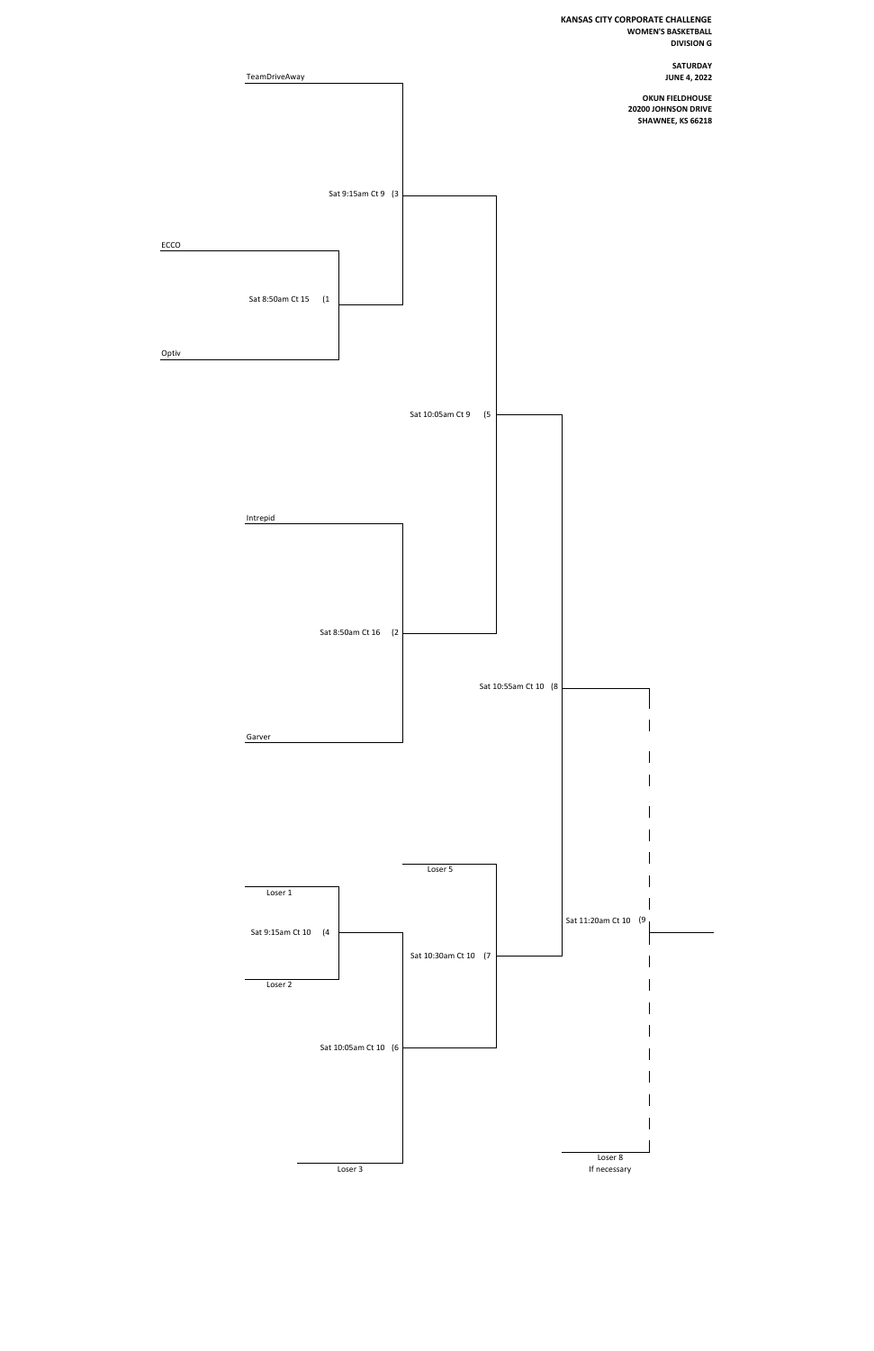**KANSAS CITY CORPORATE CHALLENGE**
**WOMEN'S BASKETBALL**
**DIVISION G**

**SATURDAY**
**JUNE 4, 2022**

**OKUN FIELDHOUSE**
**20200 JOHNSON DRIVE**
**SHAWNEE, KS 66218**

TeamDriveAway

Sat 9:15am Ct 9 (3

ECCO

Sat 8:50am Ct 15 (1

Optiv

Sat 10:05am Ct 9 (5

Intrepid

Sat 8:50am Ct 16 (2

Garver

Sat 10:55am Ct 10 (8

Loser 5

Loser 1

Sat 9:15am Ct 10 (4

Loser 2

Sat 10:30am Ct 10 (7

Sat 11:20am Ct 10 (9

Sat 10:05am Ct 10 (6

Loser 3

Loser 8
If necessary